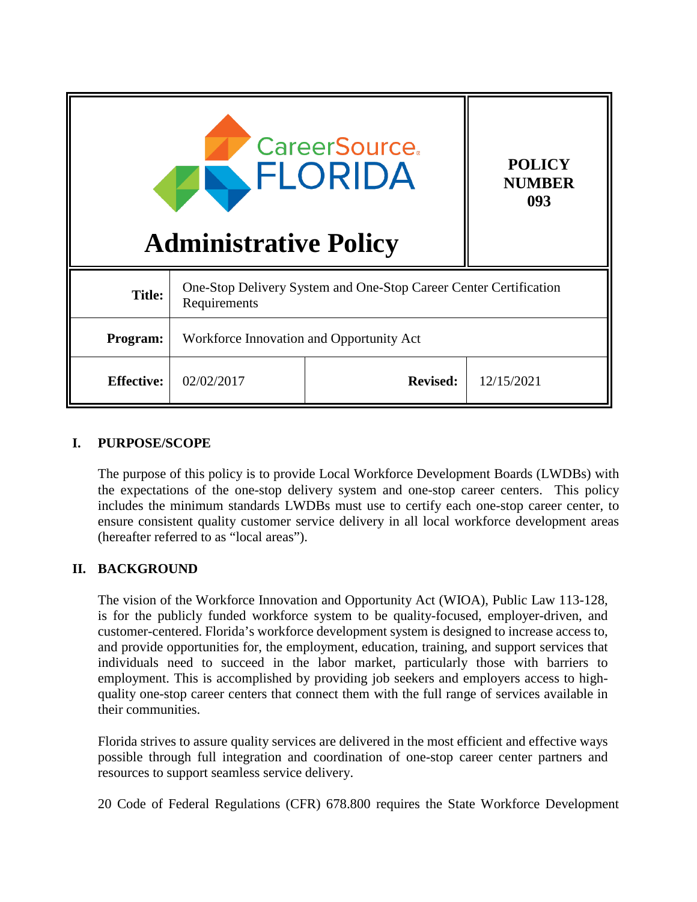| CareerSource FLORIDA **Administrative Policy** | **POLICY NUMBER 093** |
| --- | --- |

| | | | |
| --- | --- | --- | --- |
| **Title:** | One-Stop Delivery System and One-Stop Career Center Certification Requirements | | |
| **Program:** | Workforce Innovation and Opportunity Act | | |
| **Effective:** | 02/02/2017 | **Revised:** | 12/15/2021 |

## I. PURPOSE/SCOPE

The purpose of this policy is to provide Local Workforce Development Boards (LWDBs) with the expectations of the one-stop delivery system and one-stop career centers. This policy includes the minimum standards LWDBs must use to certify each one-stop career center, to ensure consistent quality customer service delivery in all local workforce development areas (hereafter referred to as "local areas").

## II. BACKGROUND

The vision of the Workforce Innovation and Opportunity Act (WIOA), Public Law 113-128, is for the publicly funded workforce system to be quality-focused, employer-driven, and customer-centered. Florida's workforce development system is designed to increase access to, and provide opportunities for, the employment, education, training, and support services that individuals need to succeed in the labor market, particularly those with barriers to employment. This is accomplished by providing job seekers and employers access to high-quality one-stop career centers that connect them with the full range of services available in their communities.

Florida strives to assure quality services are delivered in the most efficient and effective ways possible through full integration and coordination of one-stop career center partners and resources to support seamless service delivery.

20 Code of Federal Regulations (CFR) 678.800 requires the State Workforce Development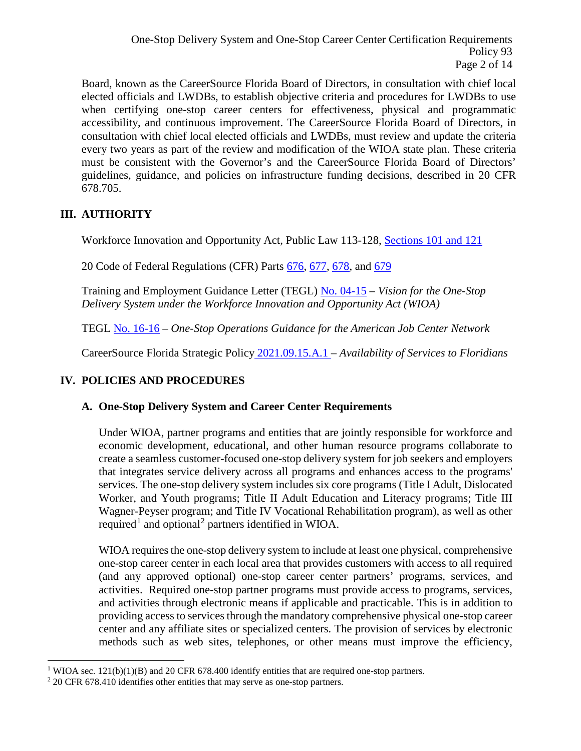Board, known as the CareerSource Florida Board of Directors, in consultation with chief local elected officials and LWDBs, to establish objective criteria and procedures for LWDBs to use when certifying one-stop career centers for effectiveness, physical and programmatic accessibility, and continuous improvement. The CareerSource Florida Board of Directors, in consultation with chief local elected officials and LWDBs, must review and update the criteria every two years as part of the review and modification of the WIOA state plan. These criteria must be consistent with the Governor's and the CareerSource Florida Board of Directors' guidelines, guidance, and policies on infrastructure funding decisions, described in 20 CFR 678.705.

## III. AUTHORITY

Workforce Innovation and Opportunity Act, Public Law 113-128, Sections 101 and 121

20 Code of Federal Regulations (CFR) Parts 676, 677, 678, and 679

Training and Employment Guidance Letter (TEGL) No. 04-15 – *Vision for the One-Stop Delivery System under the Workforce Innovation and Opportunity Act (WIOA)*

TEGL No. 16-16 – *One-Stop Operations Guidance for the American Job Center Network*

CareerSource Florida Strategic Policy 2021.09.15.A.1 – *Availability of Services to Floridians*

## IV. POLICIES AND PROCEDURES

### A. One-Stop Delivery System and Career Center Requirements

Under WIOA, partner programs and entities that are jointly responsible for workforce and economic development, educational, and other human resource programs collaborate to create a seamless customer-focused one-stop delivery system for job seekers and employers that integrates service delivery across all programs and enhances access to the programs' services. The one-stop delivery system includes six core programs (Title I Adult, Dislocated Worker, and Youth programs; Title II Adult Education and Literacy programs; Title III Wagner-Peyser program; and Title IV Vocational Rehabilitation program), as well as other required[1] and optional[2] partners identified in WIOA.

WIOA requires the one-stop delivery system to include at least one physical, comprehensive one-stop career center in each local area that provides customers with access to all required (and any approved optional) one-stop career center partners' programs, services, and activities. Required one-stop partner programs must provide access to programs, services, and activities through electronic means if applicable and practicable. This is in addition to providing access to services through the mandatory comprehensive physical one-stop career center and any affiliate sites or specialized centers. The provision of services by electronic methods such as web sites, telephones, or other means must improve the efficiency,

[1] WIOA sec. 121(b)(1)(B) and 20 CFR 678.400 identify entities that are required one-stop partners.

[2] 20 CFR 678.410 identifies other entities that may serve as one-stop partners.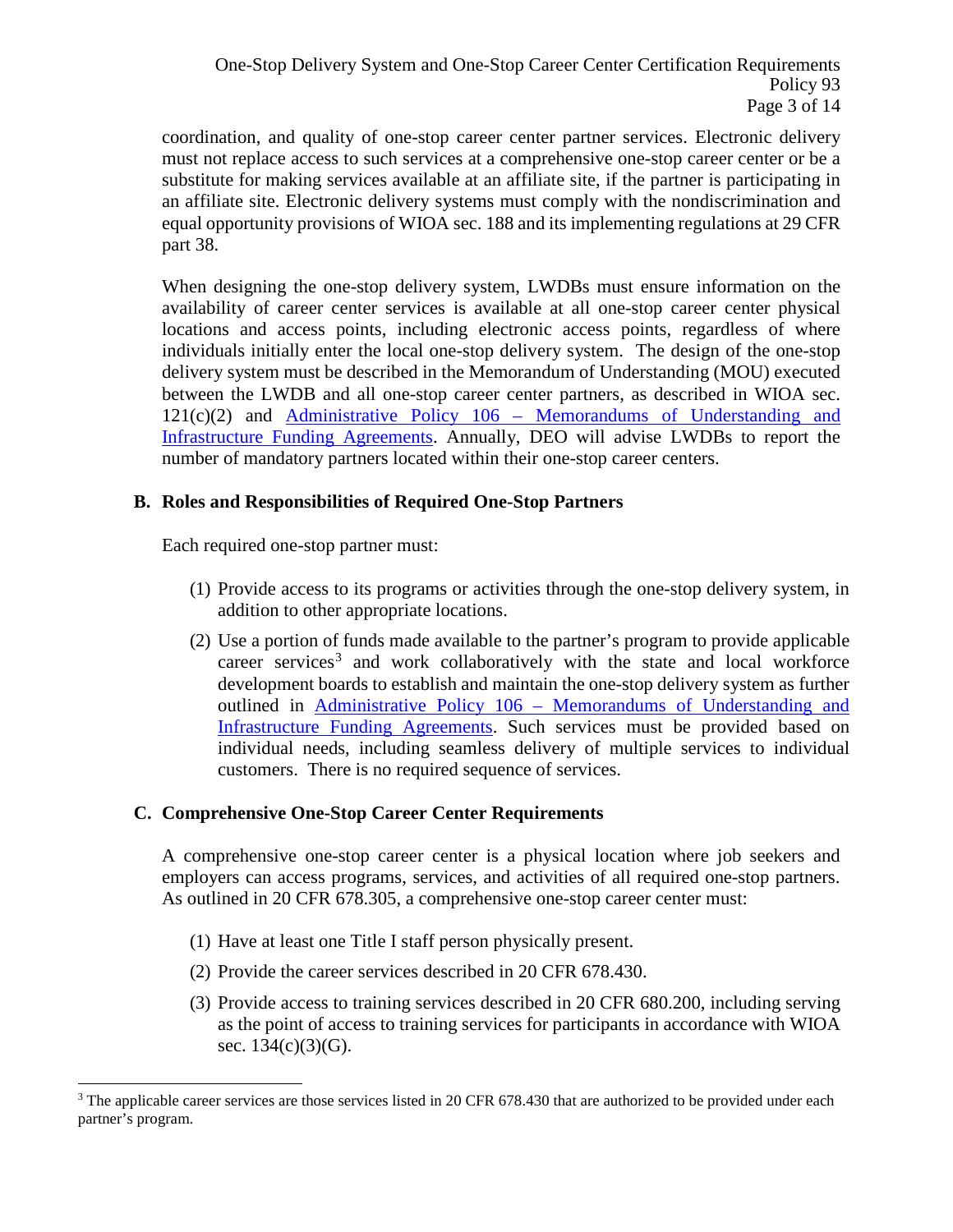coordination, and quality of one-stop career center partner services. Electronic delivery must not replace access to such services at a comprehensive one-stop career center or be a substitute for making services available at an affiliate site, if the partner is participating in an affiliate site. Electronic delivery systems must comply with the nondiscrimination and equal opportunity provisions of WIOA sec. 188 and its implementing regulations at 29 CFR part 38.

When designing the one-stop delivery system, LWDBs must ensure information on the availability of career center services is available at all one-stop career center physical locations and access points, including electronic access points, regardless of where individuals initially enter the local one-stop delivery system. The design of the one-stop delivery system must be described in the Memorandum of Understanding (MOU) executed between the LWDB and all one-stop career center partners, as described in WIOA sec. 121(c)(2) and Administrative Policy 106 – Memorandums of Understanding and Infrastructure Funding Agreements. Annually, DEO will advise LWDBs to report the number of mandatory partners located within their one-stop career centers.

### B. Roles and Responsibilities of Required One-Stop Partners

Each required one-stop partner must:

(1) Provide access to its programs or activities through the one-stop delivery system, in addition to other appropriate locations.

(2) Use a portion of funds made available to the partner's program to provide applicable career services[3] and work collaboratively with the state and local workforce development boards to establish and maintain the one-stop delivery system as further outlined in Administrative Policy 106 – Memorandums of Understanding and Infrastructure Funding Agreements. Such services must be provided based on individual needs, including seamless delivery of multiple services to individual customers. There is no required sequence of services.

### C. Comprehensive One-Stop Career Center Requirements

A comprehensive one-stop career center is a physical location where job seekers and employers can access programs, services, and activities of all required one-stop partners. As outlined in 20 CFR 678.305, a comprehensive one-stop career center must:

(1) Have at least one Title I staff person physically present.

(2) Provide the career services described in 20 CFR 678.430.

(3) Provide access to training services described in 20 CFR 680.200, including serving as the point of access to training services for participants in accordance with WIOA sec. 134(c)(3)(G).

---

[3] The applicable career services are those services listed in 20 CFR 678.430 that are authorized to be provided under each partner's program.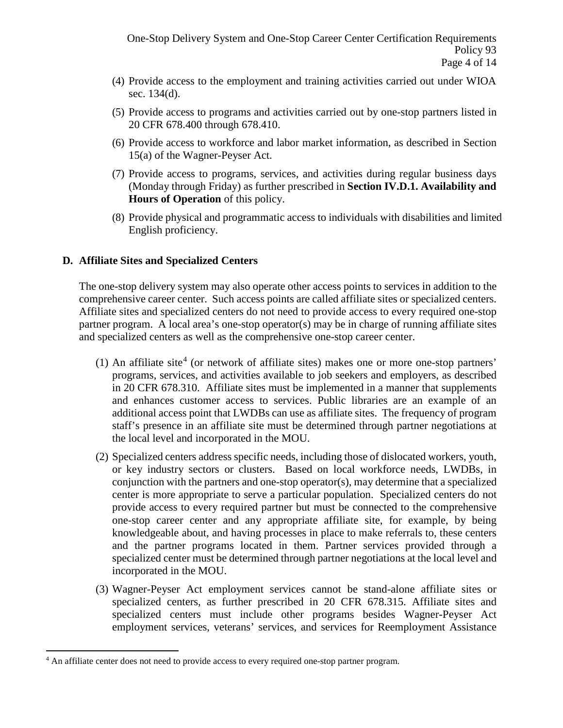(4) Provide access to the employment and training activities carried out under WIOA sec. 134(d).

(5) Provide access to programs and activities carried out by one-stop partners listed in 20 CFR 678.400 through 678.410.

(6) Provide access to workforce and labor market information, as described in Section 15(a) of the Wagner-Peyser Act.

(7) Provide access to programs, services, and activities during regular business days (Monday through Friday) as further prescribed in **Section IV.D.1. Availability and Hours of Operation** of this policy.

(8) Provide physical and programmatic access to individuals with disabilities and limited English proficiency.

**D. Affiliate Sites and Specialized Centers**

The one-stop delivery system may also operate other access points to services in addition to the comprehensive career center. Such access points are called affiliate sites or specialized centers. Affiliate sites and specialized centers do not need to provide access to every required one-stop partner program. A local area's one-stop operator(s) may be in charge of running affiliate sites and specialized centers as well as the comprehensive one-stop career center.

(1) An affiliate site[4] (or network of affiliate sites) makes one or more one-stop partners' programs, services, and activities available to job seekers and employers, as described in 20 CFR 678.310. Affiliate sites must be implemented in a manner that supplements and enhances customer access to services. Public libraries are an example of an additional access point that LWDBs can use as affiliate sites. The frequency of program staff's presence in an affiliate site must be determined through partner negotiations at the local level and incorporated in the MOU.

(2) Specialized centers address specific needs, including those of dislocated workers, youth, or key industry sectors or clusters. Based on local workforce needs, LWDBs, in conjunction with the partners and one-stop operator(s), may determine that a specialized center is more appropriate to serve a particular population. Specialized centers do not provide access to every required partner but must be connected to the comprehensive one-stop career center and any appropriate affiliate site, for example, by being knowledgeable about, and having processes in place to make referrals to, these centers and the partner programs located in them. Partner services provided through a specialized center must be determined through partner negotiations at the local level and incorporated in the MOU.

(3) Wagner-Peyser Act employment services cannot be stand-alone affiliate sites or specialized centers, as further prescribed in 20 CFR 678.315. Affiliate sites and specialized centers must include other programs besides Wagner-Peyser Act employment services, veterans' services, and services for Reemployment Assistance

[4] An affiliate center does not need to provide access to every required one-stop partner program.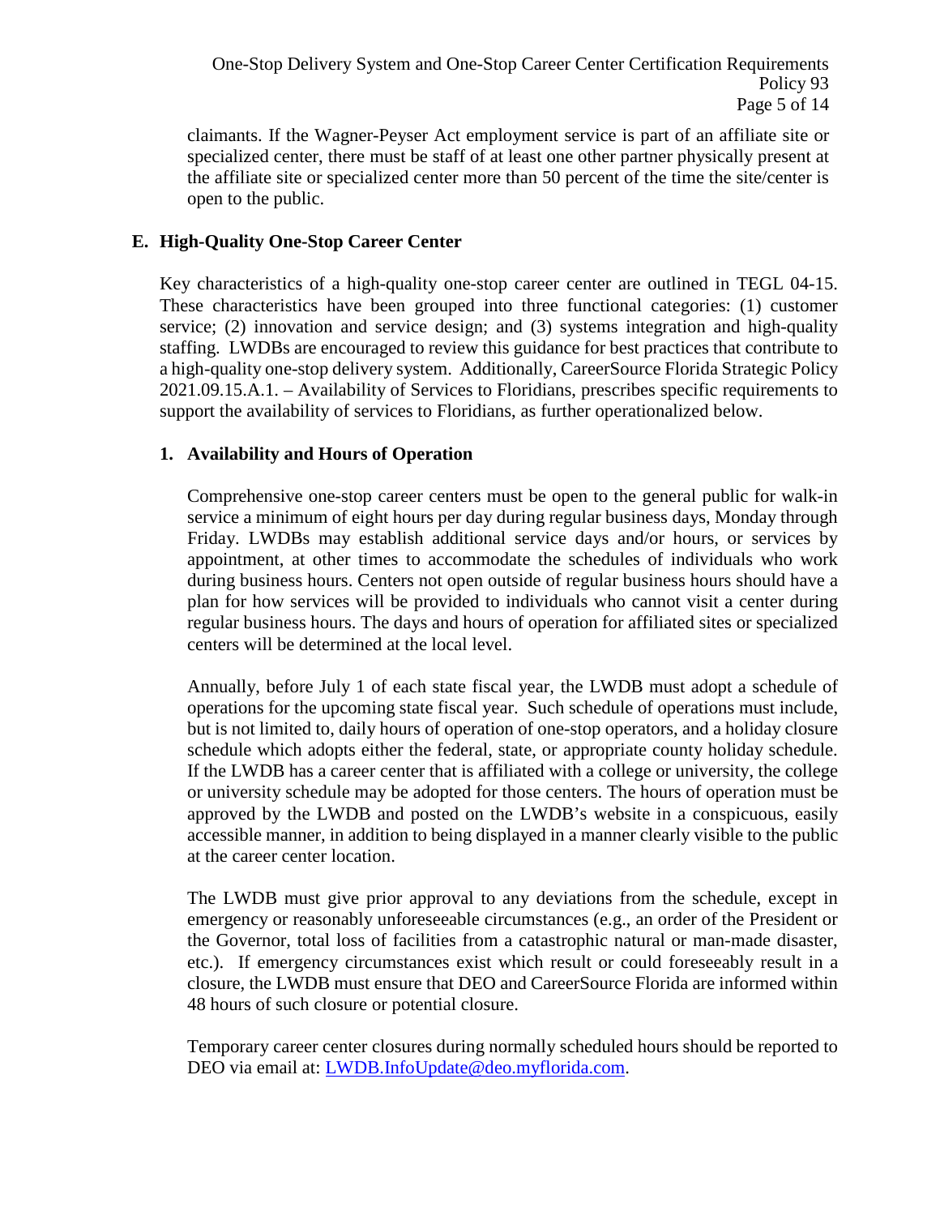claimants. If the Wagner-Peyser Act employment service is part of an affiliate site or specialized center, there must be staff of at least one other partner physically present at the affiliate site or specialized center more than 50 percent of the time the site/center is open to the public.

## E. High-Quality One-Stop Career Center

Key characteristics of a high-quality one-stop career center are outlined in TEGL 04-15. These characteristics have been grouped into three functional categories: (1) customer service; (2) innovation and service design; and (3) systems integration and high-quality staffing. LWDBs are encouraged to review this guidance for best practices that contribute to a high-quality one-stop delivery system. Additionally, CareerSource Florida Strategic Policy 2021.09.15.A.1. – Availability of Services to Floridians, prescribes specific requirements to support the availability of services to Floridians, as further operationalized below.

### 1. Availability and Hours of Operation

Comprehensive one-stop career centers must be open to the general public for walk-in service a minimum of eight hours per day during regular business days, Monday through Friday. LWDBs may establish additional service days and/or hours, or services by appointment, at other times to accommodate the schedules of individuals who work during business hours. Centers not open outside of regular business hours should have a plan for how services will be provided to individuals who cannot visit a center during regular business hours. The days and hours of operation for affiliated sites or specialized centers will be determined at the local level.

Annually, before July 1 of each state fiscal year, the LWDB must adopt a schedule of operations for the upcoming state fiscal year. Such schedule of operations must include, but is not limited to, daily hours of operation of one-stop operators, and a holiday closure schedule which adopts either the federal, state, or appropriate county holiday schedule. If the LWDB has a career center that is affiliated with a college or university, the college or university schedule may be adopted for those centers. The hours of operation must be approved by the LWDB and posted on the LWDB's website in a conspicuous, easily accessible manner, in addition to being displayed in a manner clearly visible to the public at the career center location.

The LWDB must give prior approval to any deviations from the schedule, except in emergency or reasonably unforeseeable circumstances (e.g., an order of the President or the Governor, total loss of facilities from a catastrophic natural or man-made disaster, etc.). If emergency circumstances exist which result or could foreseeably result in a closure, the LWDB must ensure that DEO and CareerSource Florida are informed within 48 hours of such closure or potential closure.

Temporary career center closures during normally scheduled hours should be reported to DEO via email at: LWDB.InfoUpdate@deo.myflorida.com.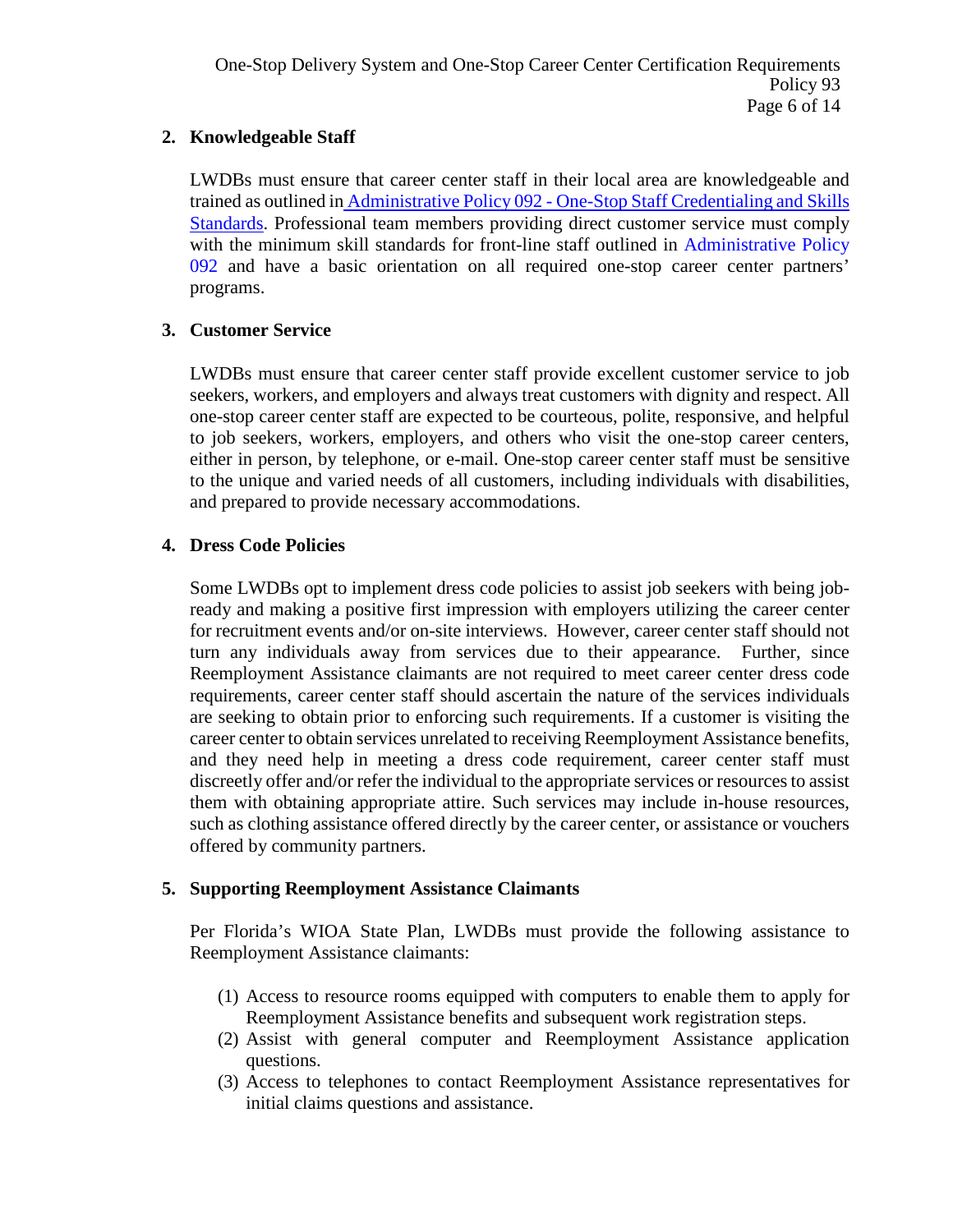### 2. Knowledgeable Staff

LWDBs must ensure that career center staff in their local area are knowledgeable and trained as outlined in Administrative Policy 092 - One-Stop Staff Credentialing and Skills Standards. Professional team members providing direct customer service must comply with the minimum skill standards for front-line staff outlined in Administrative Policy 092 and have a basic orientation on all required one-stop career center partners' programs.

### 3. Customer Service

LWDBs must ensure that career center staff provide excellent customer service to job seekers, workers, and employers and always treat customers with dignity and respect. All one-stop career center staff are expected to be courteous, polite, responsive, and helpful to job seekers, workers, employers, and others who visit the one-stop career centers, either in person, by telephone, or e-mail. One-stop career center staff must be sensitive to the unique and varied needs of all customers, including individuals with disabilities, and prepared to provide necessary accommodations.

### 4. Dress Code Policies

Some LWDBs opt to implement dress code policies to assist job seekers with being job-ready and making a positive first impression with employers utilizing the career center for recruitment events and/or on-site interviews. However, career center staff should not turn any individuals away from services due to their appearance. Further, since Reemployment Assistance claimants are not required to meet career center dress code requirements, career center staff should ascertain the nature of the services individuals are seeking to obtain prior to enforcing such requirements. If a customer is visiting the career center to obtain services unrelated to receiving Reemployment Assistance benefits, and they need help in meeting a dress code requirement, career center staff must discreetly offer and/or refer the individual to the appropriate services or resources to assist them with obtaining appropriate attire. Such services may include in-house resources, such as clothing assistance offered directly by the career center, or assistance or vouchers offered by community partners.

### 5. Supporting Reemployment Assistance Claimants

Per Florida's WIOA State Plan, LWDBs must provide the following assistance to Reemployment Assistance claimants:

(1) Access to resource rooms equipped with computers to enable them to apply for Reemployment Assistance benefits and subsequent work registration steps.
(2) Assist with general computer and Reemployment Assistance application questions.
(3) Access to telephones to contact Reemployment Assistance representatives for initial claims questions and assistance.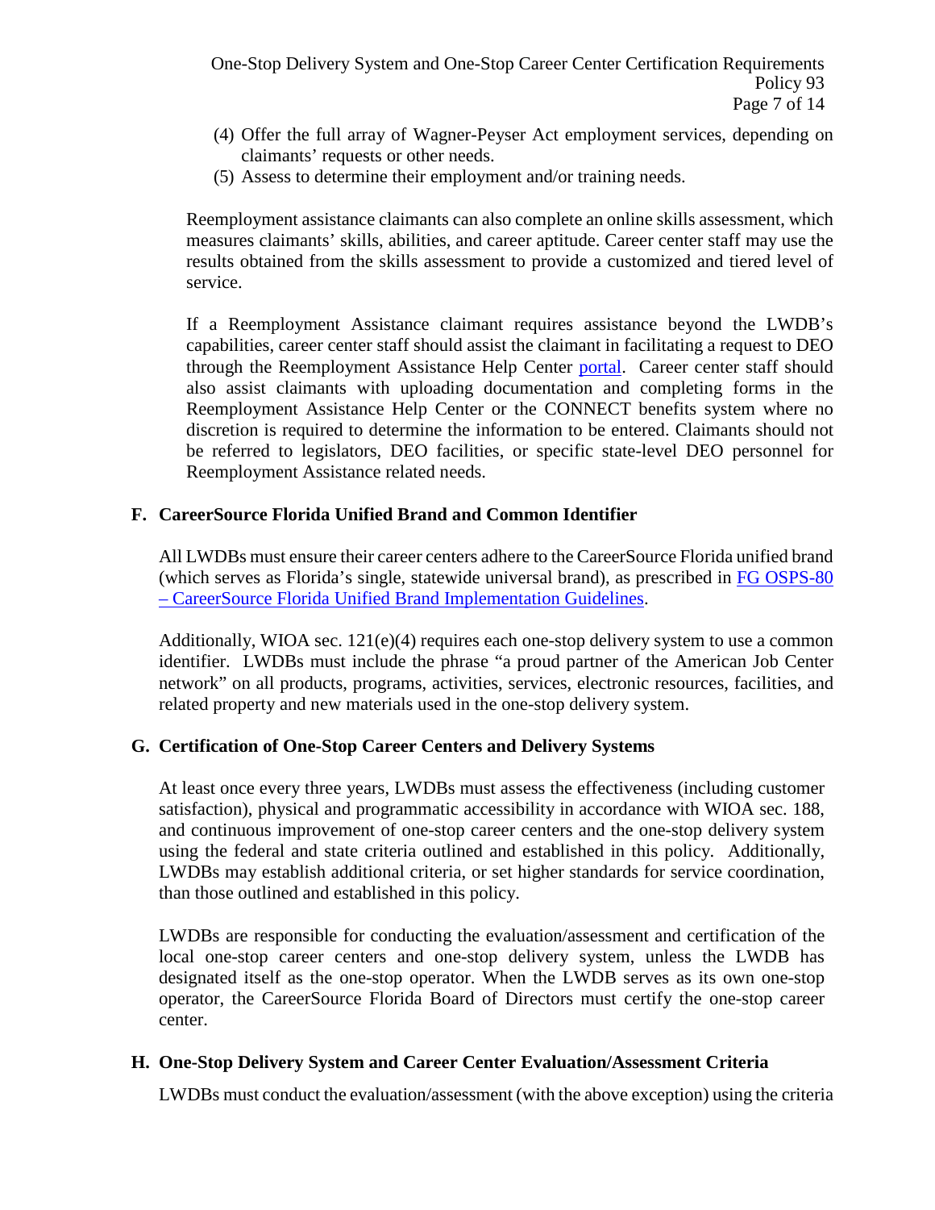(4) Offer the full array of Wagner-Peyser Act employment services, depending on claimants' requests or other needs.
(5) Assess to determine their employment and/or training needs.

Reemployment assistance claimants can also complete an online skills assessment, which measures claimants' skills, abilities, and career aptitude. Career center staff may use the results obtained from the skills assessment to provide a customized and tiered level of service.

If a Reemployment Assistance claimant requires assistance beyond the LWDB's capabilities, career center staff should assist the claimant in facilitating a request to DEO through the Reemployment Assistance Help Center portal. Career center staff should also assist claimants with uploading documentation and completing forms in the Reemployment Assistance Help Center or the CONNECT benefits system where no discretion is required to determine the information to be entered. Claimants should not be referred to legislators, DEO facilities, or specific state-level DEO personnel for Reemployment Assistance related needs.

### F. CareerSource Florida Unified Brand and Common Identifier

All LWDBs must ensure their career centers adhere to the CareerSource Florida unified brand (which serves as Florida's single, statewide universal brand), as prescribed in FG OSPS-80 – CareerSource Florida Unified Brand Implementation Guidelines.

Additionally, WIOA sec. 121(e)(4) requires each one-stop delivery system to use a common identifier. LWDBs must include the phrase "a proud partner of the American Job Center network" on all products, programs, activities, services, electronic resources, facilities, and related property and new materials used in the one-stop delivery system.

### G. Certification of One-Stop Career Centers and Delivery Systems

At least once every three years, LWDBs must assess the effectiveness (including customer satisfaction), physical and programmatic accessibility in accordance with WIOA sec. 188, and continuous improvement of one-stop career centers and the one-stop delivery system using the federal and state criteria outlined and established in this policy. Additionally, LWDBs may establish additional criteria, or set higher standards for service coordination, than those outlined and established in this policy.

LWDBs are responsible for conducting the evaluation/assessment and certification of the local one-stop career centers and one-stop delivery system, unless the LWDB has designated itself as the one-stop operator. When the LWDB serves as its own one-stop operator, the CareerSource Florida Board of Directors must certify the one-stop career center.

### H. One-Stop Delivery System and Career Center Evaluation/Assessment Criteria

LWDBs must conduct the evaluation/assessment (with the above exception) using the criteria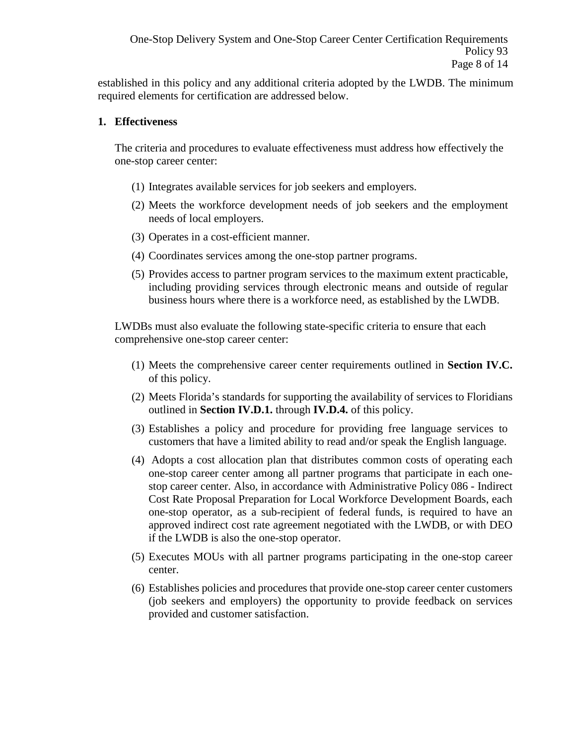established in this policy and any additional criteria adopted by the LWDB. The minimum required elements for certification are addressed below.

**1. Effectiveness**

The criteria and procedures to evaluate effectiveness must address how effectively the one-stop career center:

(1) Integrates available services for job seekers and employers.

(2) Meets the workforce development needs of job seekers and the employment needs of local employers.

(3) Operates in a cost-efficient manner.

(4) Coordinates services among the one-stop partner programs.

(5) Provides access to partner program services to the maximum extent practicable, including providing services through electronic means and outside of regular business hours where there is a workforce need, as established by the LWDB.

LWDBs must also evaluate the following state-specific criteria to ensure that each comprehensive one-stop career center:

(1) Meets the comprehensive career center requirements outlined in **Section IV.C.** of this policy.

(2) Meets Florida's standards for supporting the availability of services to Floridians outlined in **Section IV.D.1.** through **IV.D.4.** of this policy.

(3) Establishes a policy and procedure for providing free language services to customers that have a limited ability to read and/or speak the English language.

(4) Adopts a cost allocation plan that distributes common costs of operating each one-stop career center among all partner programs that participate in each one-stop career center. Also, in accordance with Administrative Policy 086 - Indirect Cost Rate Proposal Preparation for Local Workforce Development Boards, each one-stop operator, as a sub-recipient of federal funds, is required to have an approved indirect cost rate agreement negotiated with the LWDB, or with DEO if the LWDB is also the one-stop operator.

(5) Executes MOUs with all partner programs participating in the one-stop career center.

(6) Establishes policies and procedures that provide one-stop career center customers (job seekers and employers) the opportunity to provide feedback on services provided and customer satisfaction.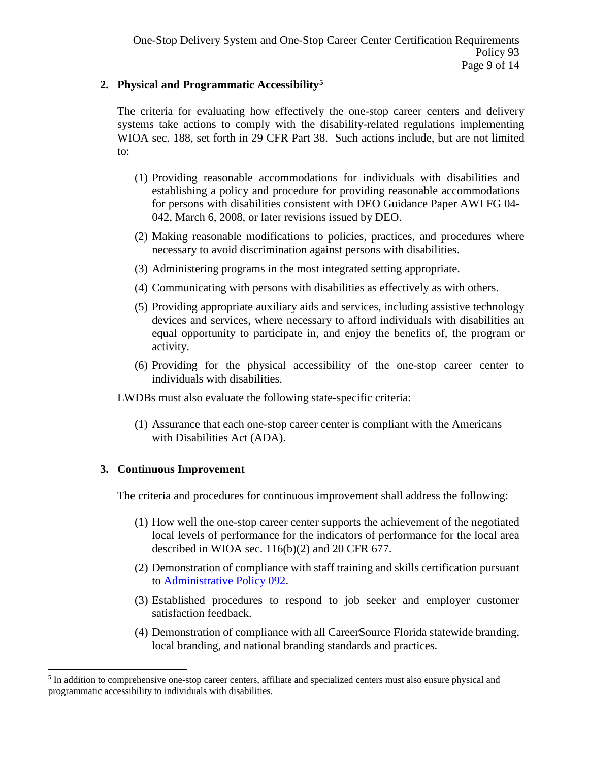**2. Physical and Programmatic Accessibility[5]**

The criteria for evaluating how effectively the one-stop career centers and delivery systems take actions to comply with the disability-related regulations implementing WIOA sec. 188, set forth in 29 CFR Part 38. Such actions include, but are not limited to:

(1) Providing reasonable accommodations for individuals with disabilities and establishing a policy and procedure for providing reasonable accommodations for persons with disabilities consistent with DEO Guidance Paper AWI FG 04-042, March 6, 2008, or later revisions issued by DEO.

(2) Making reasonable modifications to policies, practices, and procedures where necessary to avoid discrimination against persons with disabilities.

(3) Administering programs in the most integrated setting appropriate.

(4) Communicating with persons with disabilities as effectively as with others.

(5) Providing appropriate auxiliary aids and services, including assistive technology devices and services, where necessary to afford individuals with disabilities an equal opportunity to participate in, and enjoy the benefits of, the program or activity.

(6) Providing for the physical accessibility of the one-stop career center to individuals with disabilities.

LWDBs must also evaluate the following state-specific criteria:

(1) Assurance that each one-stop career center is compliant with the Americans with Disabilities Act (ADA).

**3. Continuous Improvement**

The criteria and procedures for continuous improvement shall address the following:

(1) How well the one-stop career center supports the achievement of the negotiated local levels of performance for the indicators of performance for the local area described in WIOA sec. 116(b)(2) and 20 CFR 677.

(2) Demonstration of compliance with staff training and skills certification pursuant to Administrative Policy 092.

(3) Established procedures to respond to job seeker and employer customer satisfaction feedback.

(4) Demonstration of compliance with all CareerSource Florida statewide branding, local branding, and national branding standards and practices.

---

[5] In addition to comprehensive one-stop career centers, affiliate and specialized centers must also ensure physical and programmatic accessibility to individuals with disabilities.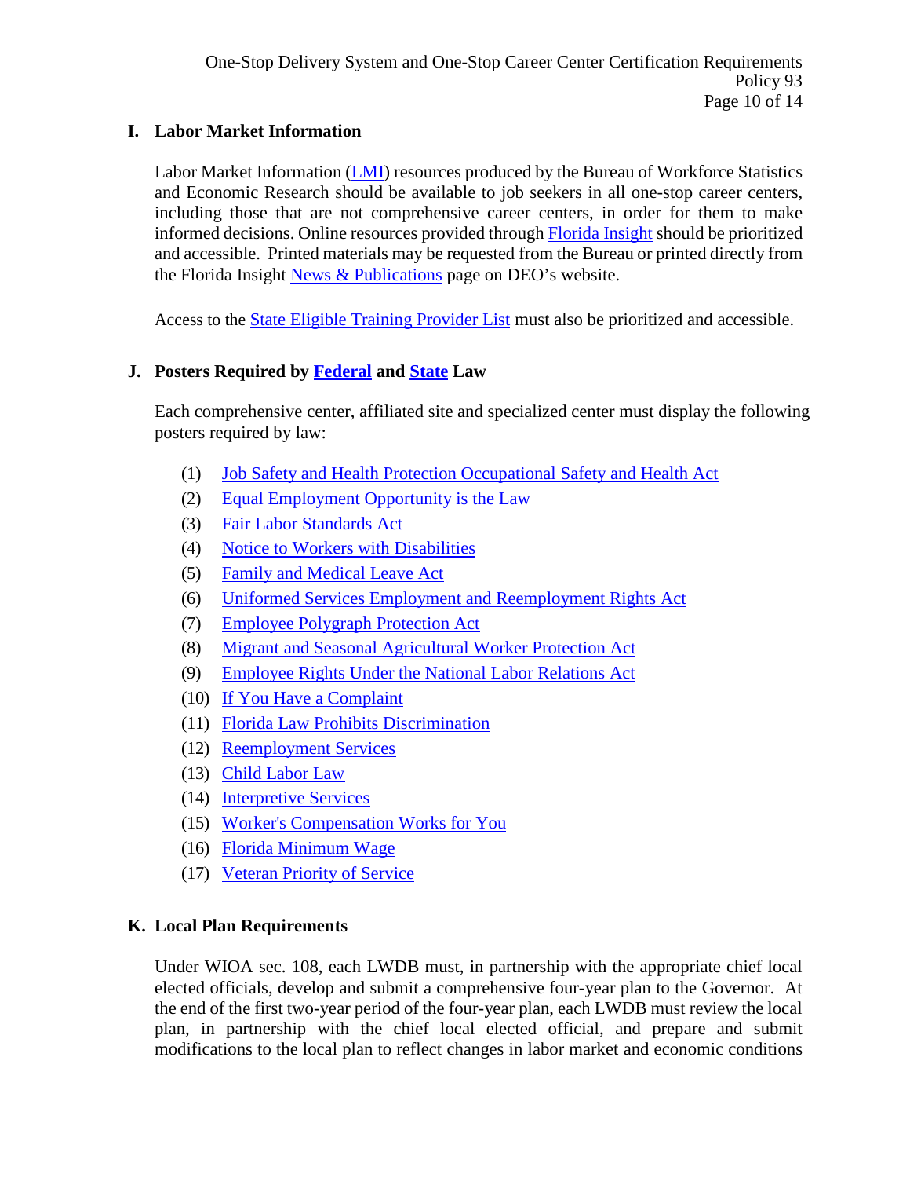## I. Labor Market Information

Labor Market Information (LMI) resources produced by the Bureau of Workforce Statistics and Economic Research should be available to job seekers in all one-stop career centers, including those that are not comprehensive career centers, in order for them to make informed decisions. Online resources provided through Florida Insight should be prioritized and accessible. Printed materials may be requested from the Bureau or printed directly from the Florida Insight News & Publications page on DEO's website.

Access to the State Eligible Training Provider List must also be prioritized and accessible.

## J. Posters Required by Federal and State Law

Each comprehensive center, affiliated site and specialized center must display the following posters required by law:

(1) Job Safety and Health Protection Occupational Safety and Health Act
(2) Equal Employment Opportunity is the Law
(3) Fair Labor Standards Act
(4) Notice to Workers with Disabilities
(5) Family and Medical Leave Act
(6) Uniformed Services Employment and Reemployment Rights Act
(7) Employee Polygraph Protection Act
(8) Migrant and Seasonal Agricultural Worker Protection Act
(9) Employee Rights Under the National Labor Relations Act
(10) If You Have a Complaint
(11) Florida Law Prohibits Discrimination
(12) Reemployment Services
(13) Child Labor Law
(14) Interpretive Services
(15) Worker's Compensation Works for You
(16) Florida Minimum Wage
(17) Veteran Priority of Service

## K. Local Plan Requirements

Under WIOA sec. 108, each LWDB must, in partnership with the appropriate chief local elected officials, develop and submit a comprehensive four-year plan to the Governor. At the end of the first two-year period of the four-year plan, each LWDB must review the local plan, in partnership with the chief local elected official, and prepare and submit modifications to the local plan to reflect changes in labor market and economic conditions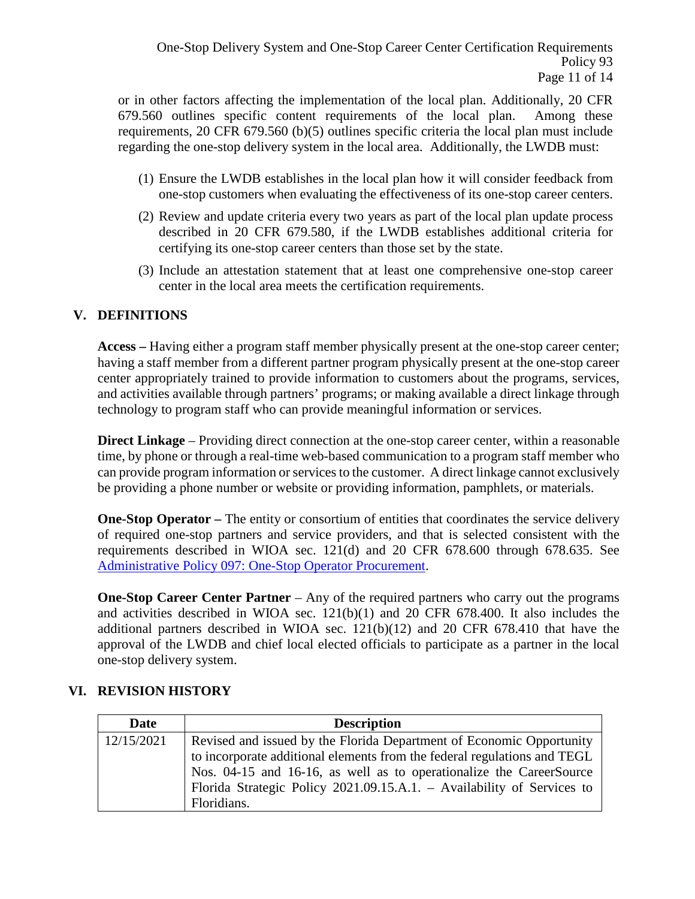or in other factors affecting the implementation of the local plan. Additionally, 20 CFR 679.560 outlines specific content requirements of the local plan. Among these requirements, 20 CFR 679.560 (b)(5) outlines specific criteria the local plan must include regarding the one-stop delivery system in the local area. Additionally, the LWDB must:

(1) Ensure the LWDB establishes in the local plan how it will consider feedback from one-stop customers when evaluating the effectiveness of its one-stop career centers.

(2) Review and update criteria every two years as part of the local plan update process described in 20 CFR 679.580, if the LWDB establishes additional criteria for certifying its one-stop career centers than those set by the state.

(3) Include an attestation statement that at least one comprehensive one-stop career center in the local area meets the certification requirements.

## V. DEFINITIONS

**Access –** Having either a program staff member physically present at the one-stop career center; having a staff member from a different partner program physically present at the one-stop career center appropriately trained to provide information to customers about the programs, services, and activities available through partners' programs; or making available a direct linkage through technology to program staff who can provide meaningful information or services.

**Direct Linkage** – Providing direct connection at the one-stop career center, within a reasonable time, by phone or through a real-time web-based communication to a program staff member who can provide program information or services to the customer. A direct linkage cannot exclusively be providing a phone number or website or providing information, pamphlets, or materials.

**One-Stop Operator –** The entity or consortium of entities that coordinates the service delivery of required one-stop partners and service providers, and that is selected consistent with the requirements described in WIOA sec. 121(d) and 20 CFR 678.600 through 678.635. See Administrative Policy 097: One-Stop Operator Procurement.

**One-Stop Career Center Partner** – Any of the required partners who carry out the programs and activities described in WIOA sec. 121(b)(1) and 20 CFR 678.400. It also includes the additional partners described in WIOA sec. 121(b)(12) and 20 CFR 678.410 that have the approval of the LWDB and chief local elected officials to participate as a partner in the local one-stop delivery system.

## VI. REVISION HISTORY

| Date | Description |
|---|---|
| 12/15/2021 | Revised and issued by the Florida Department of Economic Opportunity to incorporate additional elements from the federal regulations and TEGL Nos. 04-15 and 16-16, as well as to operationalize the CareerSource Florida Strategic Policy 2021.09.15.A.1. – Availability of Services to Floridians. |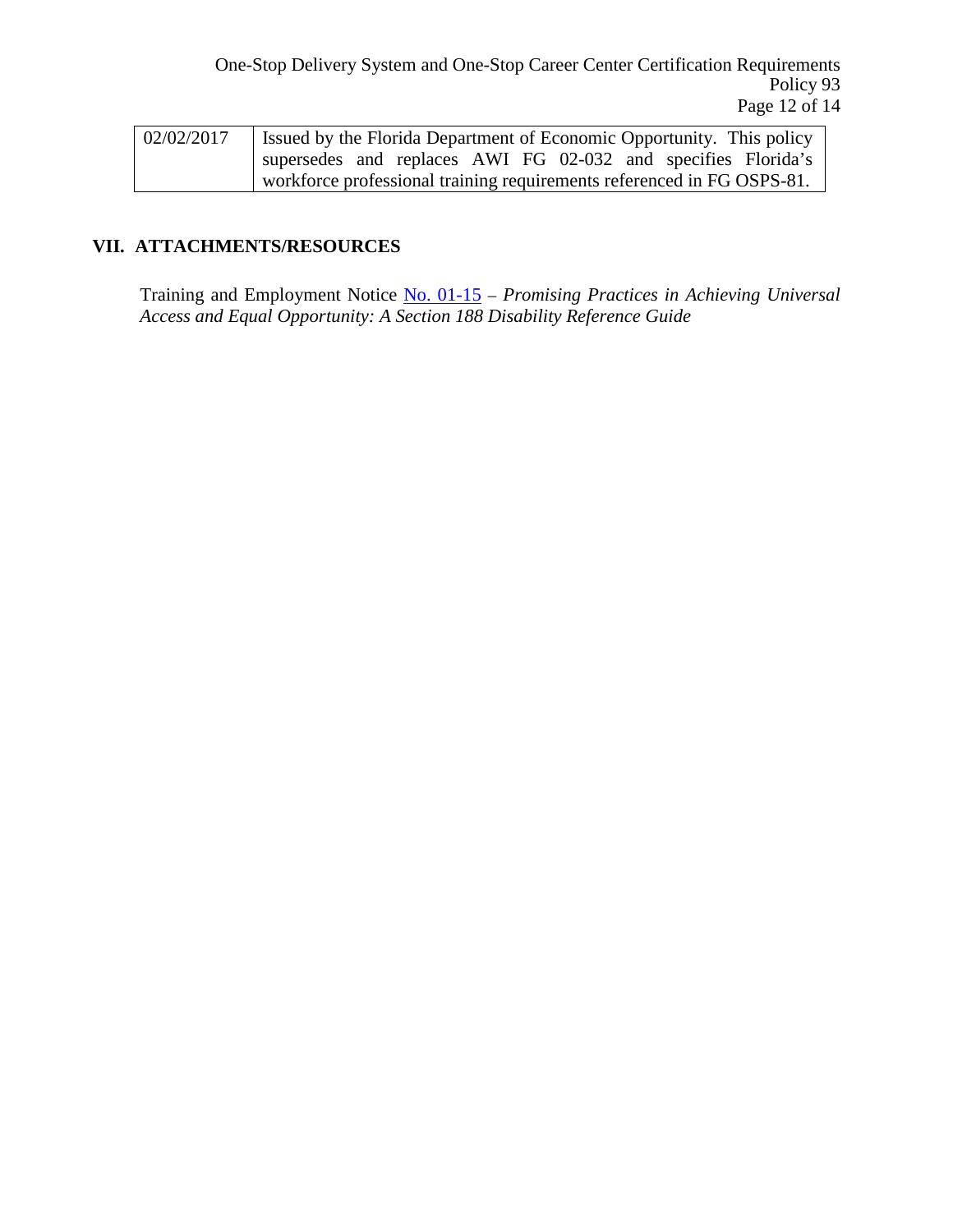| | |
|---|---|
| 02/02/2017 | Issued by the Florida Department of Economic Opportunity. This policy supersedes and replaces AWI FG 02-032 and specifies Florida's workforce professional training requirements referenced in FG OSPS-81. |

## VII. ATTACHMENTS/RESOURCES

Training and Employment Notice No. 01-15 – *Promising Practices in Achieving Universal Access and Equal Opportunity: A Section 188 Disability Reference Guide*